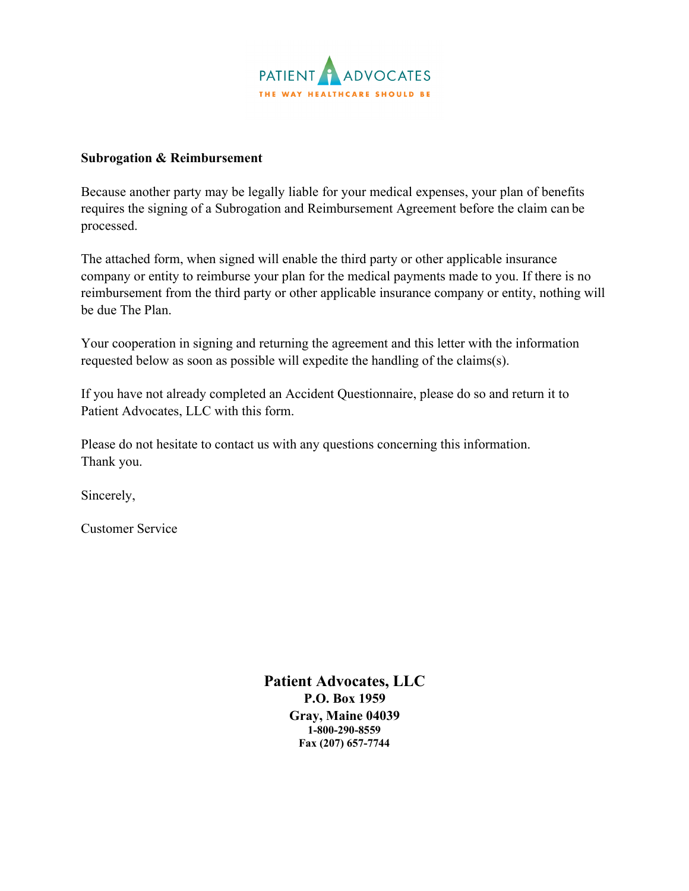PATIENT ADVOCATES
THE WAY HEALTHCARE SHOULD BE

**Subrogation & Reimbursement**

Because another party may be legally liable for your medical expenses, your plan of benefits requires the signing of a Subrogation and Reimbursement Agreement before the claim can be processed.

The attached form, when signed will enable the third party or other applicable insurance company or entity to reimburse your plan for the medical payments made to you. If there is no reimbursement from the third party or other applicable insurance company or entity, nothing will be due The Plan.

Your cooperation in signing and returning the agreement and this letter with the information requested below as soon as possible will expedite the handling of the claims(s).

If you have not already completed an Accident Questionnaire, please do so and return it to Patient Advocates, LLC with this form.

Please do not hesitate to contact us with any questions concerning this information.
Thank you.

Sincerely,

Customer Service

**Patient Advocates, LLC**
**P.O. Box 1959**
**Gray, Maine 04039**
**1-800-290-8559**
**Fax (207) 657-7744**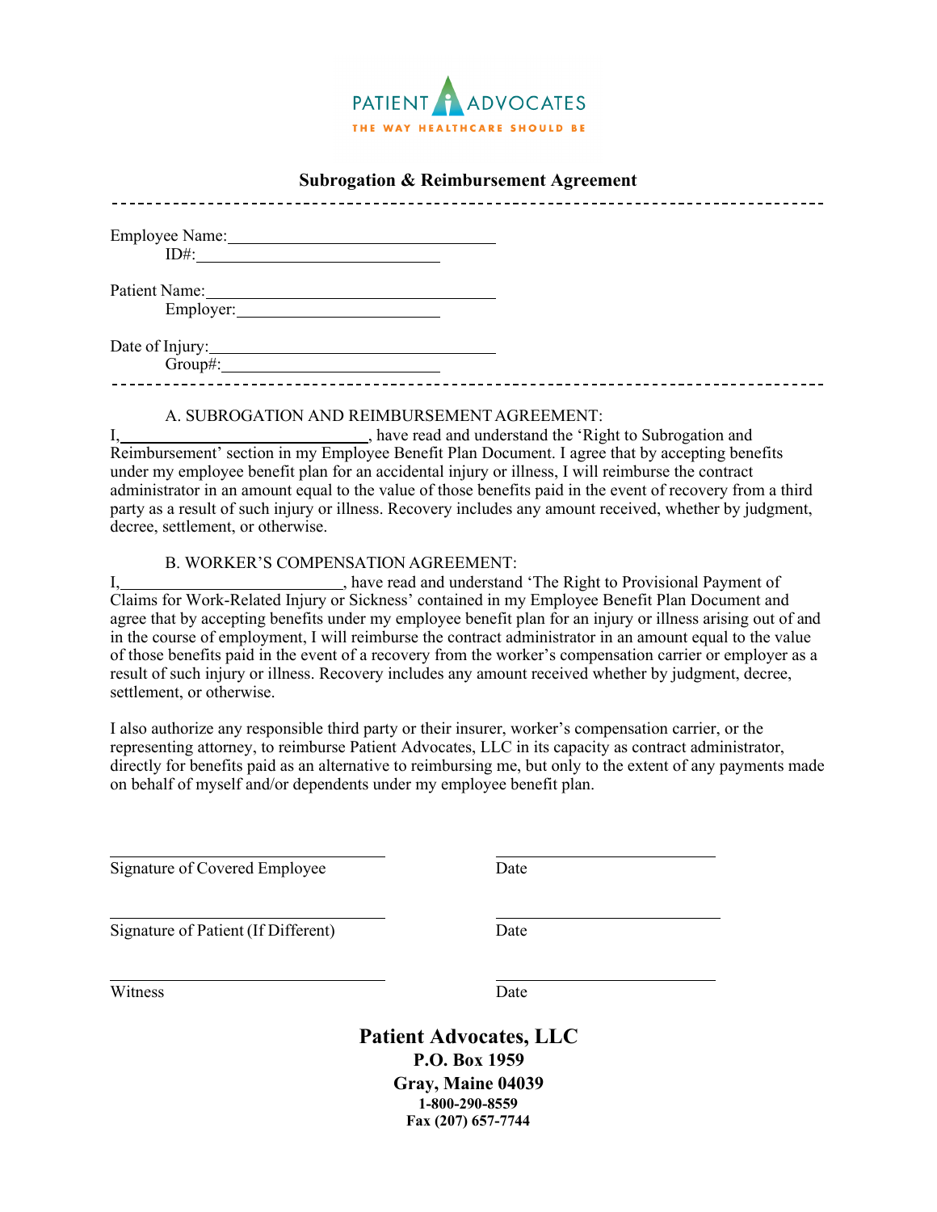PATIENT ADVOCATES

THE WAY HEALTHCARE SHOULD BE

## Subrogation & Reimbursement Agreement

---

Employee Name: ______________________________

ID#: ____________________________

Patient Name: ______________________________

Employer: ______________________

Date of Injury: ______________________________

Group#: ______________________

---

A. SUBROGATION AND REIMBURSEMENT AGREEMENT:

I, ____________________________, have read and understand the 'Right to Subrogation and Reimbursement' section in my Employee Benefit Plan Document. I agree that by accepting benefits under my employee benefit plan for an accidental injury or illness, I will reimburse the contract administrator in an amount equal to the value of those benefits paid in the event of recovery from a third party as a result of such injury or illness. Recovery includes any amount received, whether by judgment, decree, settlement, or otherwise.

B. WORKER'S COMPENSATION AGREEMENT:

I, __________________________, have read and understand 'The Right to Provisional Payment of Claims for Work-Related Injury or Sickness' contained in my Employee Benefit Plan Document and agree that by accepting benefits under my employee benefit plan for an injury or illness arising out of and in the course of employment, I will reimburse the contract administrator in an amount equal to the value of those benefits paid in the event of a recovery from the worker's compensation carrier or employer as a result of such injury or illness. Recovery includes any amount received whether by judgment, decree, settlement, or otherwise.

I also authorize any responsible third party or their insurer, worker's compensation carrier, or the representing attorney, to reimburse Patient Advocates, LLC in its capacity as contract administrator, directly for benefits paid as an alternative to reimbursing me, but only to the extent of any payments made on behalf of myself and/or dependents under my employee benefit plan.

______________________________ ______________________________

Signature of Covered Employee Date

______________________________ ______________________________

Signature of Patient (If Different) Date

______________________________ ______________________________

Witness Date

**Patient Advocates, LLC**
**P.O. Box 1959**
**Gray, Maine 04039**
**1-800-290-8559**
**Fax (207) 657-7744**